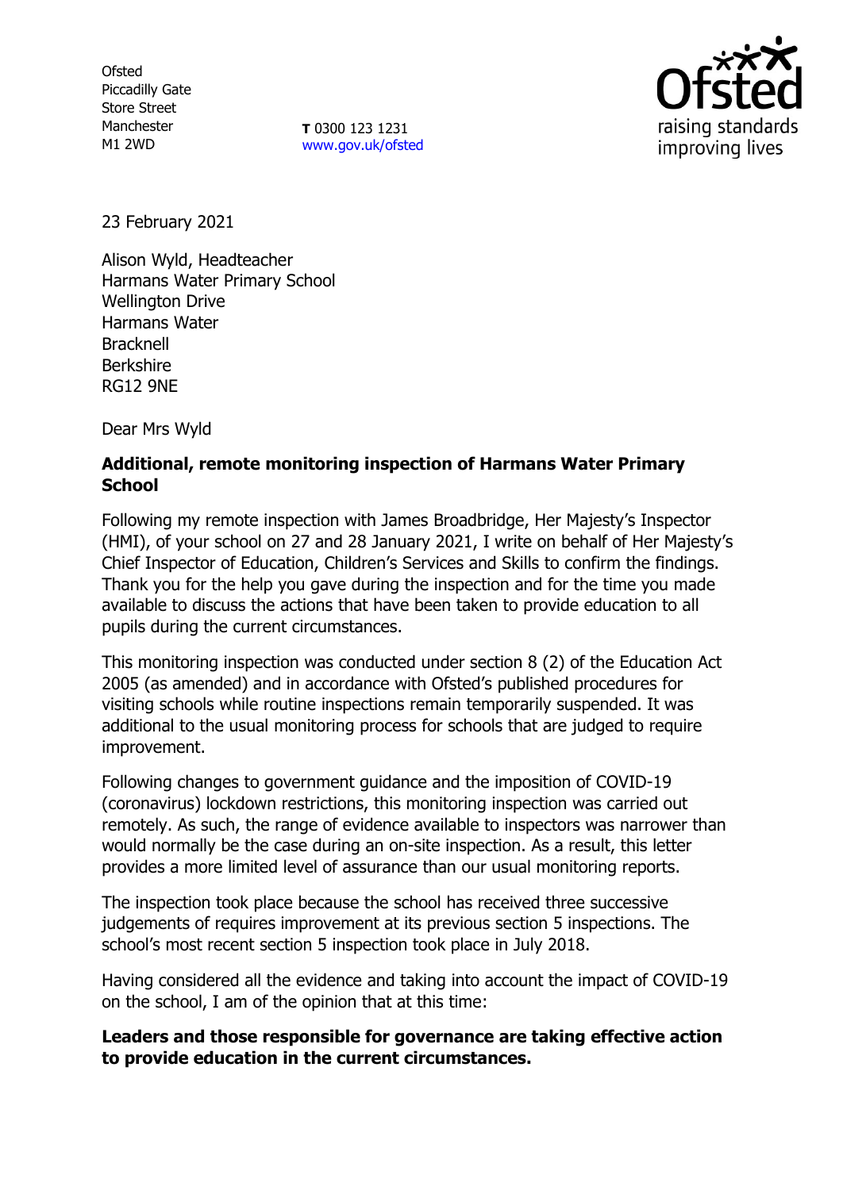Ofsted
Piccadilly Gate
Store Street
Manchester
M1 2WD

**T** 0300 123 1231
www.gov.uk/ofsted

23 February 2021

Alison Wyld, Headteacher
Harmans Water Primary School
Wellington Drive
Harmans Water
Bracknell
Berkshire
RG12 9NE

Dear Mrs Wyld

**Additional, remote monitoring inspection of Harmans Water Primary School**

Following my remote inspection with James Broadbridge, Her Majesty's Inspector (HMI), of your school on 27 and 28 January 2021, I write on behalf of Her Majesty's Chief Inspector of Education, Children's Services and Skills to confirm the findings. Thank you for the help you gave during the inspection and for the time you made available to discuss the actions that have been taken to provide education to all pupils during the current circumstances.

This monitoring inspection was conducted under section 8 (2) of the Education Act 2005 (as amended) and in accordance with Ofsted's published procedures for visiting schools while routine inspections remain temporarily suspended. It was additional to the usual monitoring process for schools that are judged to require improvement.

Following changes to government guidance and the imposition of COVID-19 (coronavirus) lockdown restrictions, this monitoring inspection was carried out remotely. As such, the range of evidence available to inspectors was narrower than would normally be the case during an on-site inspection. As a result, this letter provides a more limited level of assurance than our usual monitoring reports.

The inspection took place because the school has received three successive judgements of requires improvement at its previous section 5 inspections. The school's most recent section 5 inspection took place in July 2018.

Having considered all the evidence and taking into account the impact of COVID-19 on the school, I am of the opinion that at this time:

**Leaders and those responsible for governance are taking effective action to provide education in the current circumstances.**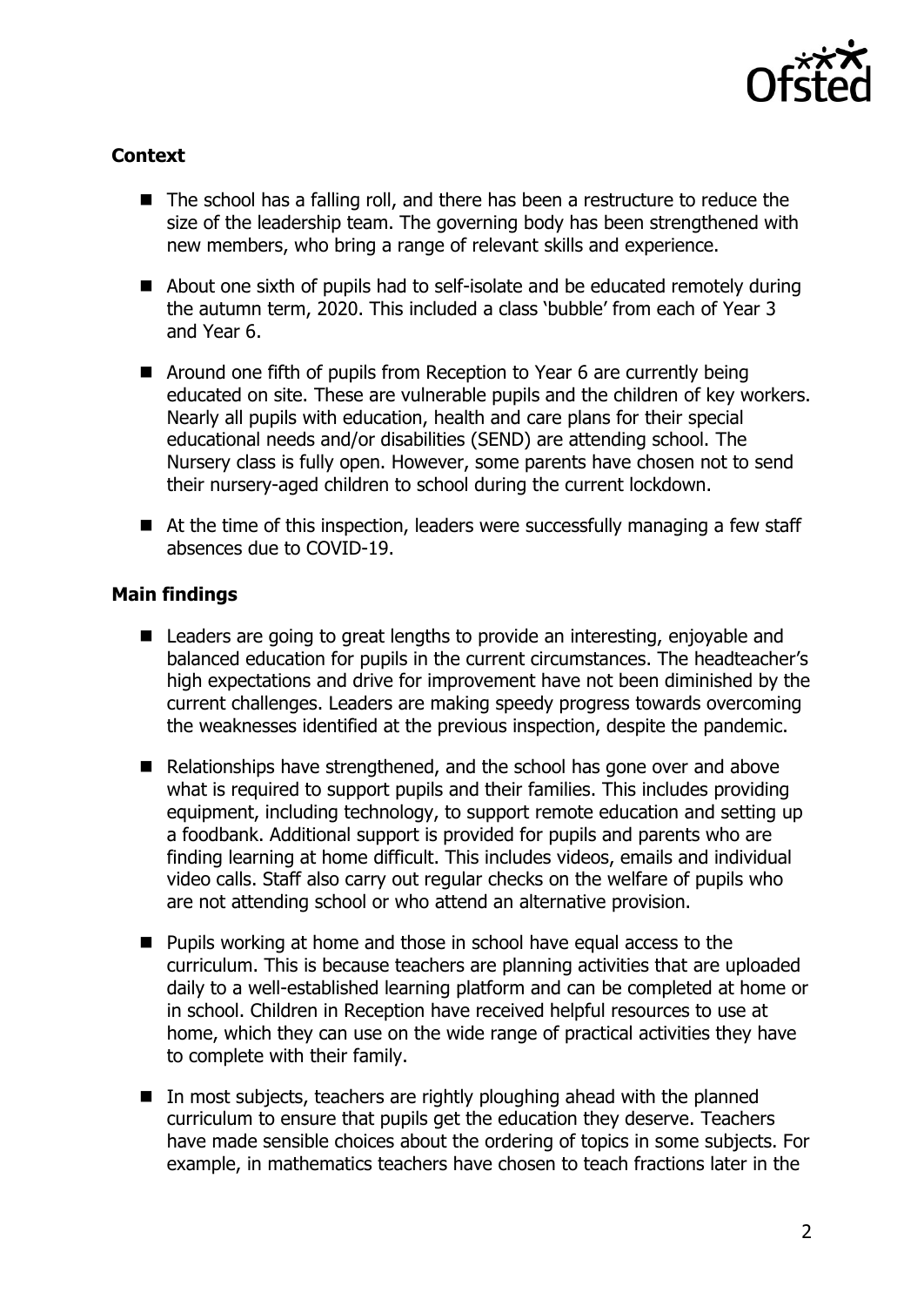## Context

- The school has a falling roll, and there has been a restructure to reduce the size of the leadership team. The governing body has been strengthened with new members, who bring a range of relevant skills and experience.
- About one sixth of pupils had to self-isolate and be educated remotely during the autumn term, 2020. This included a class 'bubble' from each of Year 3 and Year 6.
- Around one fifth of pupils from Reception to Year 6 are currently being educated on site. These are vulnerable pupils and the children of key workers. Nearly all pupils with education, health and care plans for their special educational needs and/or disabilities (SEND) are attending school. The Nursery class is fully open. However, some parents have chosen not to send their nursery-aged children to school during the current lockdown.
- At the time of this inspection, leaders were successfully managing a few staff absences due to COVID-19.

## Main findings

- Leaders are going to great lengths to provide an interesting, enjoyable and balanced education for pupils in the current circumstances. The headteacher's high expectations and drive for improvement have not been diminished by the current challenges. Leaders are making speedy progress towards overcoming the weaknesses identified at the previous inspection, despite the pandemic.
- Relationships have strengthened, and the school has gone over and above what is required to support pupils and their families. This includes providing equipment, including technology, to support remote education and setting up a foodbank. Additional support is provided for pupils and parents who are finding learning at home difficult. This includes videos, emails and individual video calls. Staff also carry out regular checks on the welfare of pupils who are not attending school or who attend an alternative provision.
- Pupils working at home and those in school have equal access to the curriculum. This is because teachers are planning activities that are uploaded daily to a well-established learning platform and can be completed at home or in school. Children in Reception have received helpful resources to use at home, which they can use on the wide range of practical activities they have to complete with their family.
- In most subjects, teachers are rightly ploughing ahead with the planned curriculum to ensure that pupils get the education they deserve. Teachers have made sensible choices about the ordering of topics in some subjects. For example, in mathematics teachers have chosen to teach fractions later in the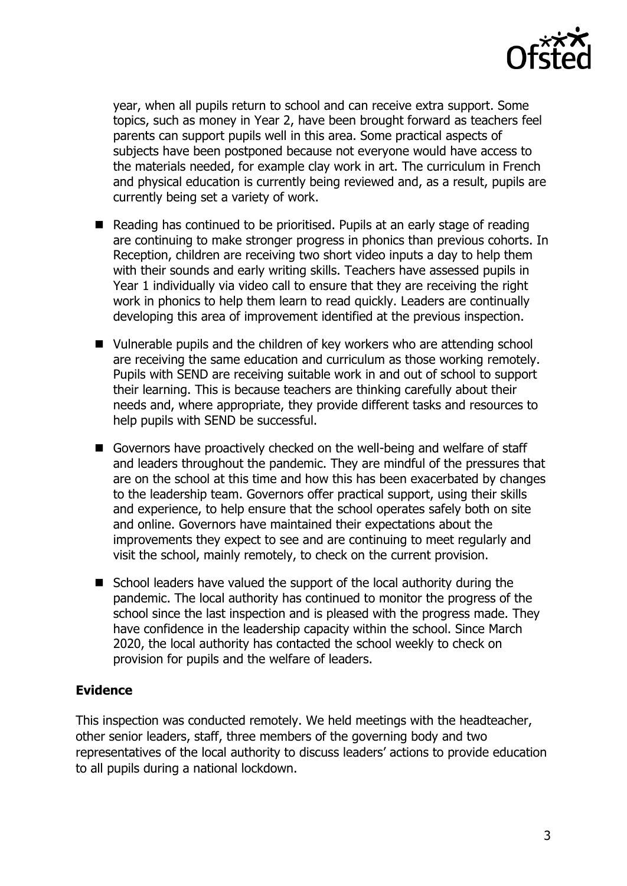year, when all pupils return to school and can receive extra support. Some topics, such as money in Year 2, have been brought forward as teachers feel parents can support pupils well in this area. Some practical aspects of subjects have been postponed because not everyone would have access to the materials needed, for example clay work in art. The curriculum in French and physical education is currently being reviewed and, as a result, pupils are currently being set a variety of work.

- Reading has continued to be prioritised. Pupils at an early stage of reading are continuing to make stronger progress in phonics than previous cohorts. In Reception, children are receiving two short video inputs a day to help them with their sounds and early writing skills. Teachers have assessed pupils in Year 1 individually via video call to ensure that they are receiving the right work in phonics to help them learn to read quickly. Leaders are continually developing this area of improvement identified at the previous inspection.
- Vulnerable pupils and the children of key workers who are attending school are receiving the same education and curriculum as those working remotely. Pupils with SEND are receiving suitable work in and out of school to support their learning. This is because teachers are thinking carefully about their needs and, where appropriate, they provide different tasks and resources to help pupils with SEND be successful.
- Governors have proactively checked on the well-being and welfare of staff and leaders throughout the pandemic. They are mindful of the pressures that are on the school at this time and how this has been exacerbated by changes to the leadership team. Governors offer practical support, using their skills and experience, to help ensure that the school operates safely both on site and online. Governors have maintained their expectations about the improvements they expect to see and are continuing to meet regularly and visit the school, mainly remotely, to check on the current provision.
- School leaders have valued the support of the local authority during the pandemic. The local authority has continued to monitor the progress of the school since the last inspection and is pleased with the progress made. They have confidence in the leadership capacity within the school. Since March 2020, the local authority has contacted the school weekly to check on provision for pupils and the welfare of leaders.

**Evidence**

This inspection was conducted remotely. We held meetings with the headteacher, other senior leaders, staff, three members of the governing body and two representatives of the local authority to discuss leaders' actions to provide education to all pupils during a national lockdown.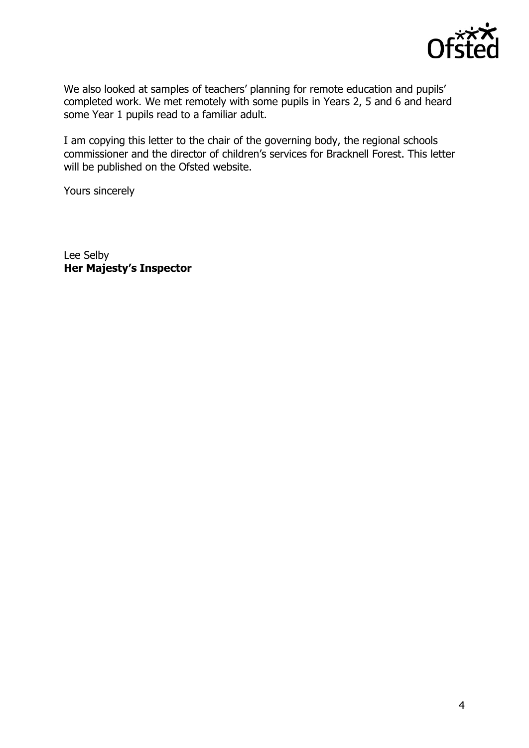We also looked at samples of teachers' planning for remote education and pupils' completed work. We met remotely with some pupils in Years 2, 5 and 6 and heard some Year 1 pupils read to a familiar adult.

I am copying this letter to the chair of the governing body, the regional schools commissioner and the director of children's services for Bracknell Forest. This letter will be published on the Ofsted website.

Yours sincerely

Lee Selby
**Her Majesty's Inspector**